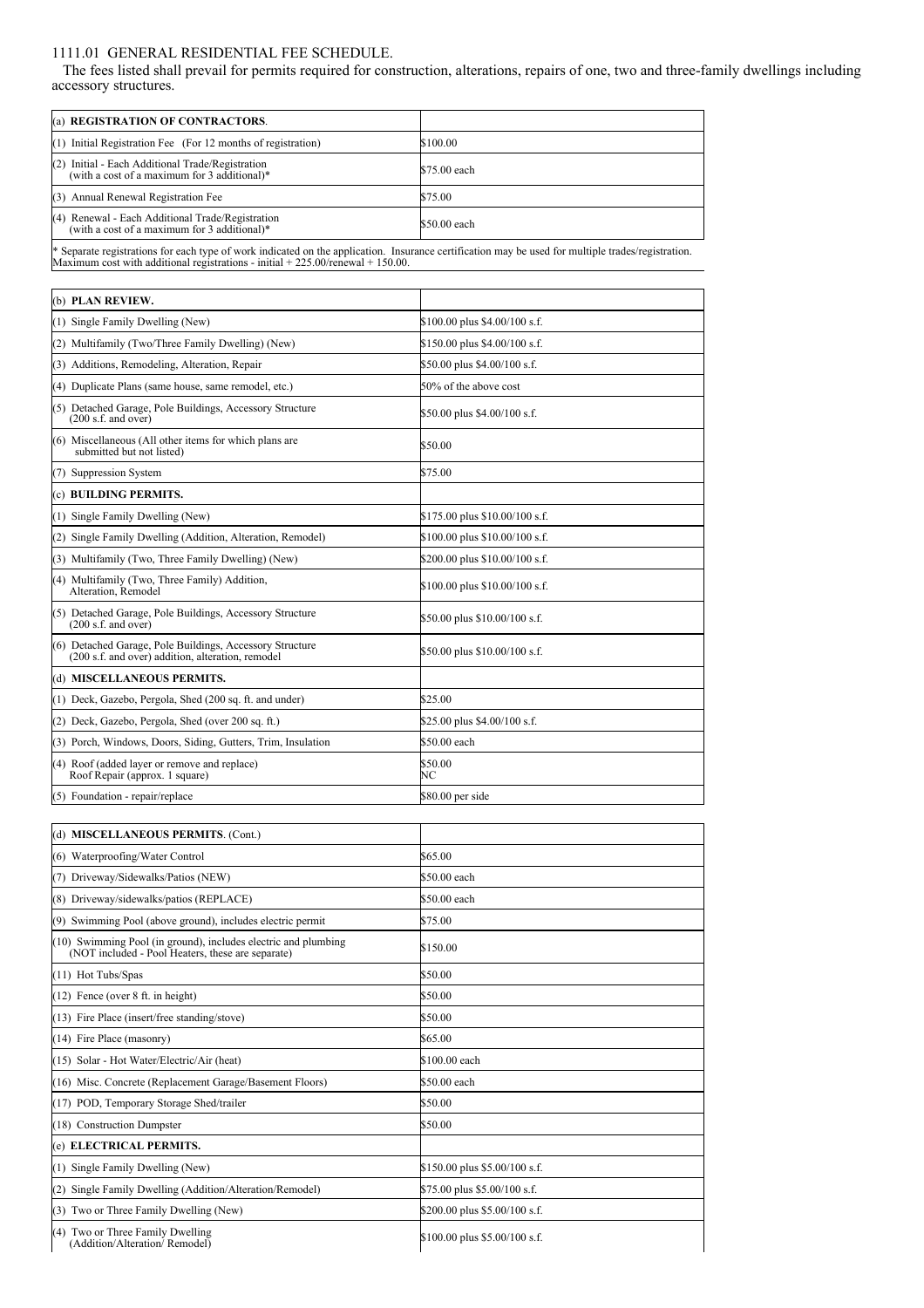# 1111.01 GENERAL RESIDENTIAL FEE SCHEDULE.

The fees listed shall prevail for permits required for construction, alterations, repairs of one, two and three-family dwellings including accessory structures.

| (a) **REGISTRATION OF CONTRACTORS**. | |
|---|---|
| (1) Initial Registration Fee (For 12 months of registration) | $100.00 |
| (2) Initial - Each Additional Trade/Registration (with a cost of a maximum for 3 additional)* | $75.00 each |
| (3) Annual Renewal Registration Fee | $75.00 |
| (4) Renewal - Each Additional Trade/Registration (with a cost of a maximum for 3 additional)* | $50.00 each |

* Separate registrations for each type of work indicated on the application. Insurance certification may be used for multiple trades/registration. Maximum cost with additional registrations - initial + 225.00/renewal + 150.00.

| (b) **PLAN REVIEW.** | |
|---|---|
| (1) Single Family Dwelling (New) | $100.00 plus $4.00/100 s.f. |
| (2) Multifamily (Two/Three Family Dwelling) (New) | $150.00 plus $4.00/100 s.f. |
| (3) Additions, Remodeling, Alteration, Repair | $50.00 plus $4.00/100 s.f. |
| (4) Duplicate Plans (same house, same remodel, etc.) | 50% of the above cost |
| (5) Detached Garage, Pole Buildings, Accessory Structure (200 s.f. and over) | $50.00 plus $4.00/100 s.f. |
| (6) Miscellaneous (All other items for which plans are submitted but not listed) | $50.00 |
| (7) Suppression System | $75.00 |
| (c) **BUILDING PERMITS.** | |
| (1) Single Family Dwelling (New) | $175.00 plus $10.00/100 s.f. |
| (2) Single Family Dwelling (Addition, Alteration, Remodel) | $100.00 plus $10.00/100 s.f. |
| (3) Multifamily (Two, Three Family Dwelling) (New) | $200.00 plus $10.00/100 s.f. |
| (4) Multifamily (Two, Three Family) Addition, Alteration, Remodel | $100.00 plus $10.00/100 s.f. |
| (5) Detached Garage, Pole Buildings, Accessory Structure (200 s.f. and over) | $50.00 plus $10.00/100 s.f. |
| (6) Detached Garage, Pole Buildings, Accessory Structure (200 s.f. and over) addition, alteration, remodel | $50.00 plus $10.00/100 s.f. |
| (d) **MISCELLANEOUS PERMITS.** | |
| (1) Deck, Gazebo, Pergola, Shed (200 sq. ft. and under) | $25.00 |
| (2) Deck, Gazebo, Pergola, Shed (over 200 sq. ft.) | $25.00 plus $4.00/100 s.f. |
| (3) Porch, Windows, Doors, Siding, Gutters, Trim, Insulation | $50.00 each |
| (4) Roof (added layer or remove and replace) Roof Repair (approx. 1 square) | $50.00 NC |
| (5) Foundation - repair/replace | $80.00 per side |

| (d) **MISCELLANEOUS PERMITS**. (Cont.) | |
|---|---|
| (6) Waterproofing/Water Control | $65.00 |
| (7) Driveway/Sidewalks/Patios (NEW) | $50.00 each |
| (8) Driveway/sidewalks/patios (REPLACE) | $50.00 each |
| (9) Swimming Pool (above ground), includes electric permit | $75.00 |
| (10) Swimming Pool (in ground), includes electric and plumbing (NOT included - Pool Heaters, these are separate) | $150.00 |
| (11) Hot Tubs/Spas | $50.00 |
| (12) Fence (over 8 ft. in height) | $50.00 |
| (13) Fire Place (insert/free standing/stove) | $50.00 |
| (14) Fire Place (masonry) | $65.00 |
| (15) Solar - Hot Water/Electric/Air (heat) | $100.00 each |
| (16) Misc. Concrete (Replacement Garage/Basement Floors) | $50.00 each |
| (17) POD, Temporary Storage Shed/trailer | $50.00 |
| (18) Construction Dumpster | $50.00 |
| (e) **ELECTRICAL PERMITS.** | |
| (1) Single Family Dwelling (New) | $150.00 plus $5.00/100 s.f. |
| (2) Single Family Dwelling (Addition/Alteration/Remodel) | $75.00 plus $5.00/100 s.f. |
| (3) Two or Three Family Dwelling (New) | $200.00 plus $5.00/100 s.f. |
| (4) Two or Three Family Dwelling (Addition/Alteration/ Remodel) | $100.00 plus $5.00/100 s.f. |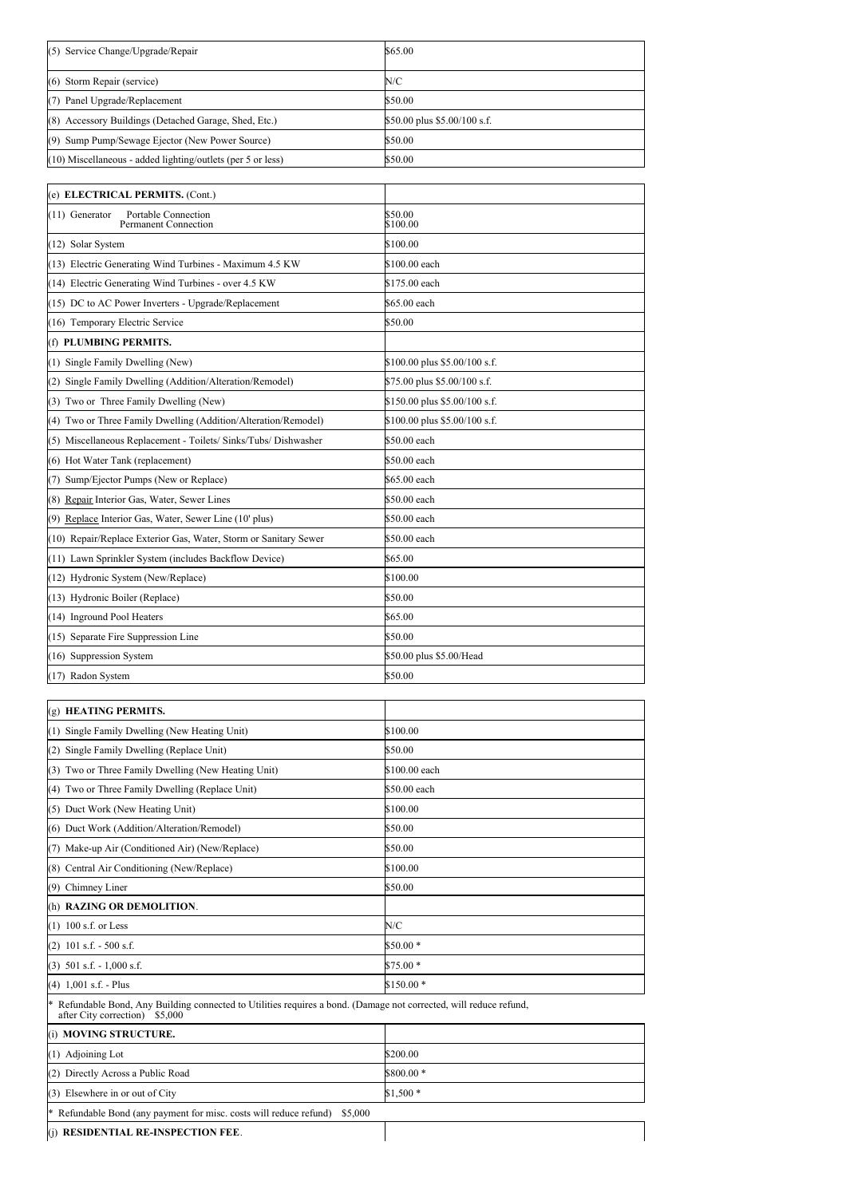| | |
|---|---|
| (5) Service Change/Upgrade/Repair | $65.00 |
| (6) Storm Repair (service) | N/C |
| (7) Panel Upgrade/Replacement | $50.00 |
| (8) Accessory Buildings (Detached Garage, Shed, Etc.) | $50.00 plus $5.00/100 s.f. |
| (9) Sump Pump/Sewage Ejector (New Power Source) | $50.00 |
| (10) Miscellaneous - added lighting/outlets (per 5 or less) | $50.00 |

| (e) **ELECTRICAL PERMITS.** (Cont.) | |
|---|---|
| (11) Generator Portable Connection<br>Permanent Connection | $50.00<br>$100.00 |
| (12) Solar System | $100.00 |
| (13) Electric Generating Wind Turbines - Maximum 4.5 KW | $100.00 each |
| (14) Electric Generating Wind Turbines - over 4.5 KW | $175.00 each |
| (15) DC to AC Power Inverters - Upgrade/Replacement | $65.00 each |
| (16) Temporary Electric Service | $50.00 |
| (f) **PLUMBING PERMITS.** | |
| (1) Single Family Dwelling (New) | $100.00 plus $5.00/100 s.f. |
| (2) Single Family Dwelling (Addition/Alteration/Remodel) | $75.00 plus $5.00/100 s.f. |
| (3) Two or Three Family Dwelling (New) | $150.00 plus $5.00/100 s.f. |
| (4) Two or Three Family Dwelling (Addition/Alteration/Remodel) | $100.00 plus $5.00/100 s.f. |
| (5) Miscellaneous Replacement - Toilets/ Sinks/Tubs/ Dishwasher | $50.00 each |
| (6) Hot Water Tank (replacement) | $50.00 each |
| (7) Sump/Ejector Pumps (New or Replace) | $65.00 each |
| (8) Repair Interior Gas, Water, Sewer Lines | $50.00 each |
| (9) Replace Interior Gas, Water, Sewer Line (10' plus) | $50.00 each |
| (10) Repair/Replace Exterior Gas, Water, Storm or Sanitary Sewer | $50.00 each |
| (11) Lawn Sprinkler System (includes Backflow Device) | $65.00 |
| (12) Hydronic System (New/Replace) | $100.00 |
| (13) Hydronic Boiler (Replace) | $50.00 |
| (14) Inground Pool Heaters | $65.00 |
| (15) Separate Fire Suppression Line | $50.00 |
| (16) Suppression System | $50.00 plus $5.00/Head |
| (17) Radon System | $50.00 |

| (g) **HEATING PERMITS.** | |
|---|---|
| (1) Single Family Dwelling (New Heating Unit) | $100.00 |
| (2) Single Family Dwelling (Replace Unit) | $50.00 |
| (3) Two or Three Family Dwelling (New Heating Unit) | $100.00 each |
| (4) Two or Three Family Dwelling (Replace Unit) | $50.00 each |
| (5) Duct Work (New Heating Unit) | $100.00 |
| (6) Duct Work (Addition/Alteration/Remodel) | $50.00 |
| (7) Make-up Air (Conditioned Air) (New/Replace) | $50.00 |
| (8) Central Air Conditioning (New/Replace) | $100.00 |
| (9) Chimney Liner | $50.00 |
| (h) **RAZING OR DEMOLITION**. | |
| (1) 100 s.f. or Less | N/C |
| (2) 101 s.f. - 500 s.f. | $50.00 * |
| (3) 501 s.f. - 1,000 s.f. | $75.00 * |
| (4) 1,001 s.f. - Plus | $150.00 * |
| * Refundable Bond, Any Building connected to Utilities requires a bond. (Damage not corrected, will reduce refund, after City correction) $5,000 | |
| (i) **MOVING STRUCTURE.** | |
| (1) Adjoining Lot | $200.00 |
| (2) Directly Across a Public Road | $800.00 * |
| (3) Elsewhere in or out of City | $1,500 * |
| * Refundable Bond (any payment for misc. costs will reduce refund) $5,000 | |
| (j) **RESIDENTIAL RE-INSPECTION FEE**. | |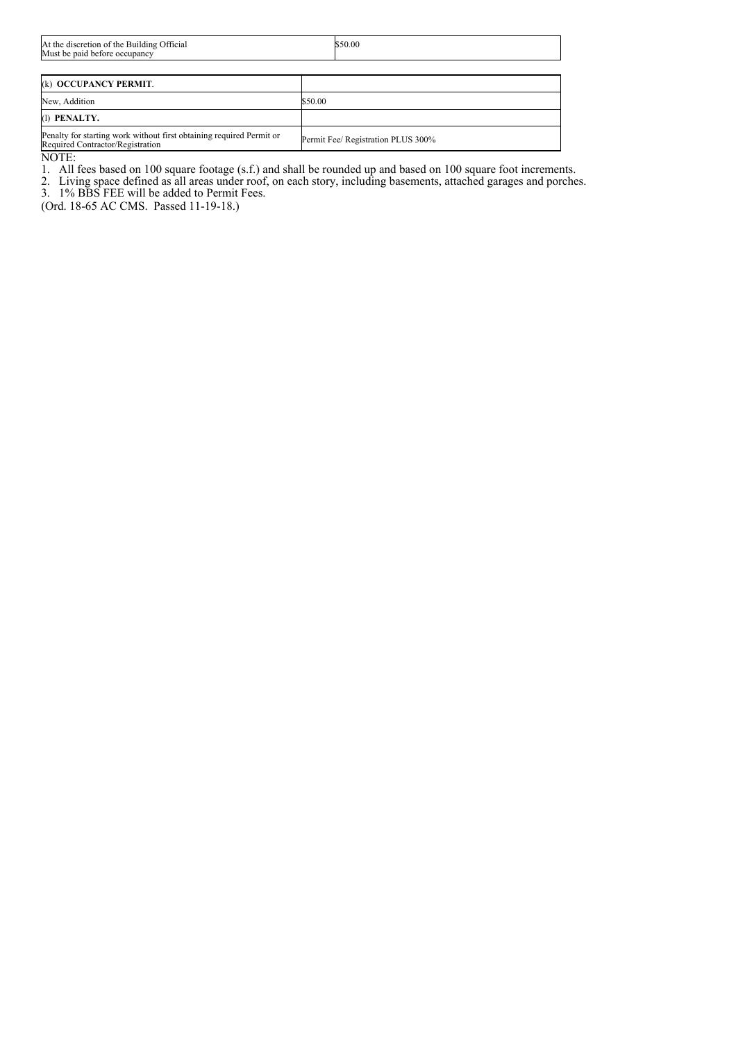| | |
|---|---|
| At the discretion of the Building Official<br>Must be paid before occupancy | $50.00 |

| | |
|---|---|
| (k) **OCCUPANCY PERMIT**. | |
| New, Addition | $50.00 |
| (l) **PENALTY.** | |
| Penalty for starting work without first obtaining required Permit or Required Contractor/Registration | Permit Fee/ Registration PLUS 300% |

NOTE:

1. All fees based on 100 square footage (s.f.) and shall be rounded up and based on 100 square foot increments.
2. Living space defined as all areas under roof, on each story, including basements, attached garages and porches.
3. 1% BBS FEE will be added to Permit Fees.

(Ord. 18-65 AC CMS. Passed 11-19-18.)